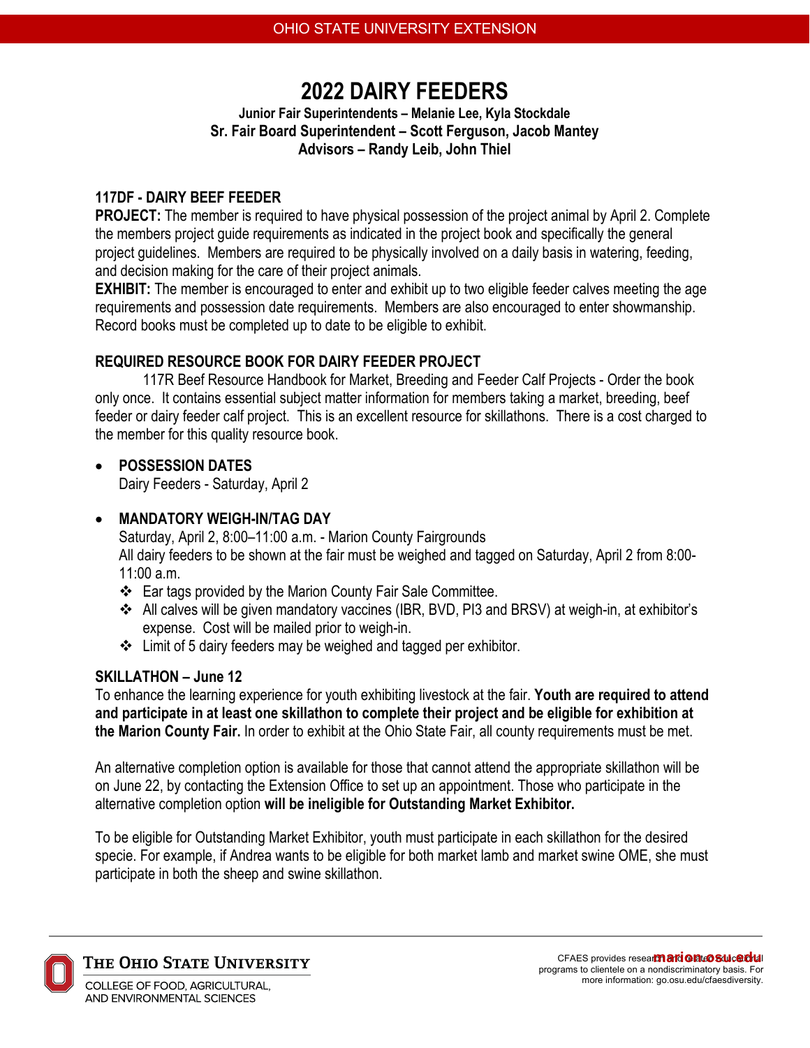# 2022 DAIRY FEEDERS

**Junior Fair Superintendents – Melanie Lee, Kyla Stockdale**
**Sr. Fair Board Superintendent – Scott Ferguson, Jacob Mantey**
**Advisors – Randy Leib, John Thiel**

## 117DF - DAIRY BEEF FEEDER

**PROJECT:** The member is required to have physical possession of the project animal by April 2. Complete the members project guide requirements as indicated in the project book and specifically the general project guidelines. Members are required to be physically involved on a daily basis in watering, feeding, and decision making for the care of their project animals.

**EXHIBIT:** The member is encouraged to enter and exhibit up to two eligible feeder calves meeting the age requirements and possession date requirements. Members are also encouraged to enter showmanship. Record books must be completed up to date to be eligible to exhibit.

## REQUIRED RESOURCE BOOK FOR DAIRY FEEDER PROJECT

117R Beef Resource Handbook for Market, Breeding and Feeder Calf Projects - Order the book only once. It contains essential subject matter information for members taking a market, breeding, beef feeder or dairy feeder calf project. This is an excellent resource for skillathons. There is a cost charged to the member for this quality resource book.

- **POSSESSION DATES**
  Dairy Feeders - Saturday, April 2

- **MANDATORY WEIGH-IN/TAG DAY**
  Saturday, April 2, 8:00–11:00 a.m. - Marion County Fairgrounds
  All dairy feeders to be shown at the fair must be weighed and tagged on Saturday, April 2 from 8:00-11:00 a.m.
  - Ear tags provided by the Marion County Fair Sale Committee.
  - All calves will be given mandatory vaccines (IBR, BVD, PI3 and BRSV) at weigh-in, at exhibitor's expense. Cost will be mailed prior to weigh-in.
  - Limit of 5 dairy feeders may be weighed and tagged per exhibitor.

## SKILLATHON – June 12

To enhance the learning experience for youth exhibiting livestock at the fair. **Youth are required to attend and participate in at least one skillathon to complete their project and be eligible for exhibition at the Marion County Fair.** In order to exhibit at the Ohio State Fair, all county requirements must be met.

An alternative completion option is available for those that cannot attend the appropriate skillathon will be on June 22, by contacting the Extension Office to set up an appointment. Those who participate in the alternative completion option **will be ineligible for Outstanding Market Exhibitor.**

To be eligible for Outstanding Market Exhibitor, youth must participate in each skillathon for the desired specie. For example, if Andrea wants to be eligible for both market lamb and market swine OME, she must participate in both the sheep and swine skillathon.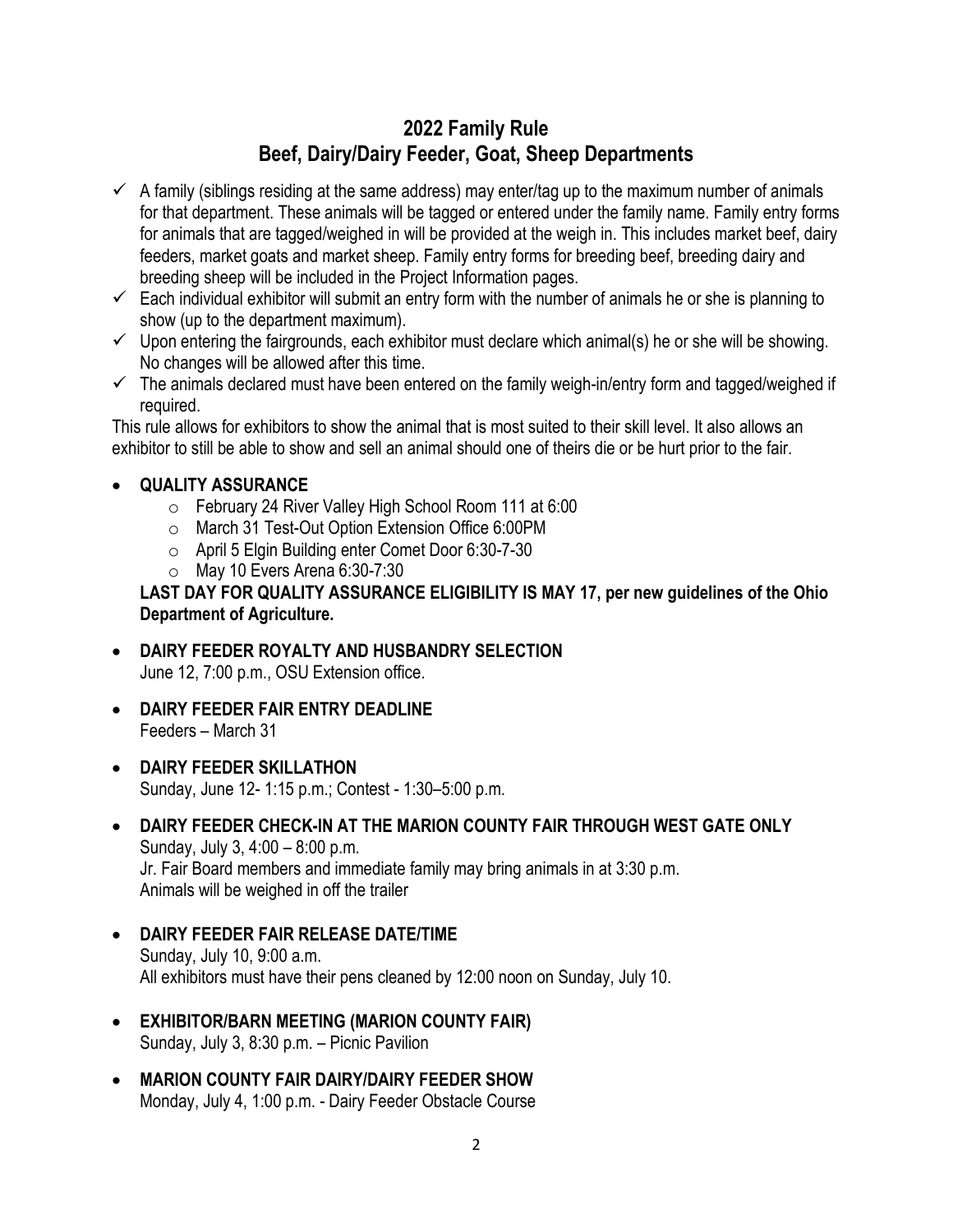# 2022 Family Rule
# Beef, Dairy/Dairy Feeder, Goat, Sheep Departments

- ✓ A family (siblings residing at the same address) may enter/tag up to the maximum number of animals for that department. These animals will be tagged or entered under the family name. Family entry forms for animals that are tagged/weighed in will be provided at the weigh in. This includes market beef, dairy feeders, market goats and market sheep. Family entry forms for breeding beef, breeding dairy and breeding sheep will be included in the Project Information pages.
- ✓ Each individual exhibitor will submit an entry form with the number of animals he or she is planning to show (up to the department maximum).
- ✓ Upon entering the fairgrounds, each exhibitor must declare which animal(s) he or she will be showing. No changes will be allowed after this time.
- ✓ The animals declared must have been entered on the family weigh-in/entry form and tagged/weighed if required.

This rule allows for exhibitors to show the animal that is most suited to their skill level. It also allows an exhibitor to still be able to show and sell an animal should one of theirs die or be hurt prior to the fair.

- **QUALITY ASSURANCE**
  - February 24 River Valley High School Room 111 at 6:00
  - March 31 Test-Out Option Extension Office 6:00PM
  - April 5 Elgin Building enter Comet Door 6:30-7-30
  - May 10 Evers Arena 6:30-7:30

  **LAST DAY FOR QUALITY ASSURANCE ELIGIBILITY IS MAY 17, per new guidelines of the Ohio Department of Agriculture.**

- **DAIRY FEEDER ROYALTY AND HUSBANDRY SELECTION**
  June 12, 7:00 p.m., OSU Extension office.

- **DAIRY FEEDER FAIR ENTRY DEADLINE**
  Feeders – March 31

- **DAIRY FEEDER SKILLATHON**
  Sunday, June 12- 1:15 p.m.; Contest - 1:30–5:00 p.m.

- **DAIRY FEEDER CHECK-IN AT THE MARION COUNTY FAIR THROUGH WEST GATE ONLY**
  Sunday, July 3, 4:00 – 8:00 p.m.
  Jr. Fair Board members and immediate family may bring animals in at 3:30 p.m.
  Animals will be weighed in off the trailer

- **DAIRY FEEDER FAIR RELEASE DATE/TIME**
  Sunday, July 10, 9:00 a.m.
  All exhibitors must have their pens cleaned by 12:00 noon on Sunday, July 10.

- **EXHIBITOR/BARN MEETING (MARION COUNTY FAIR)**
  Sunday, July 3, 8:30 p.m. – Picnic Pavilion

- **MARION COUNTY FAIR DAIRY/DAIRY FEEDER SHOW**
  Monday, July 4, 1:00 p.m. - Dairy Feeder Obstacle Course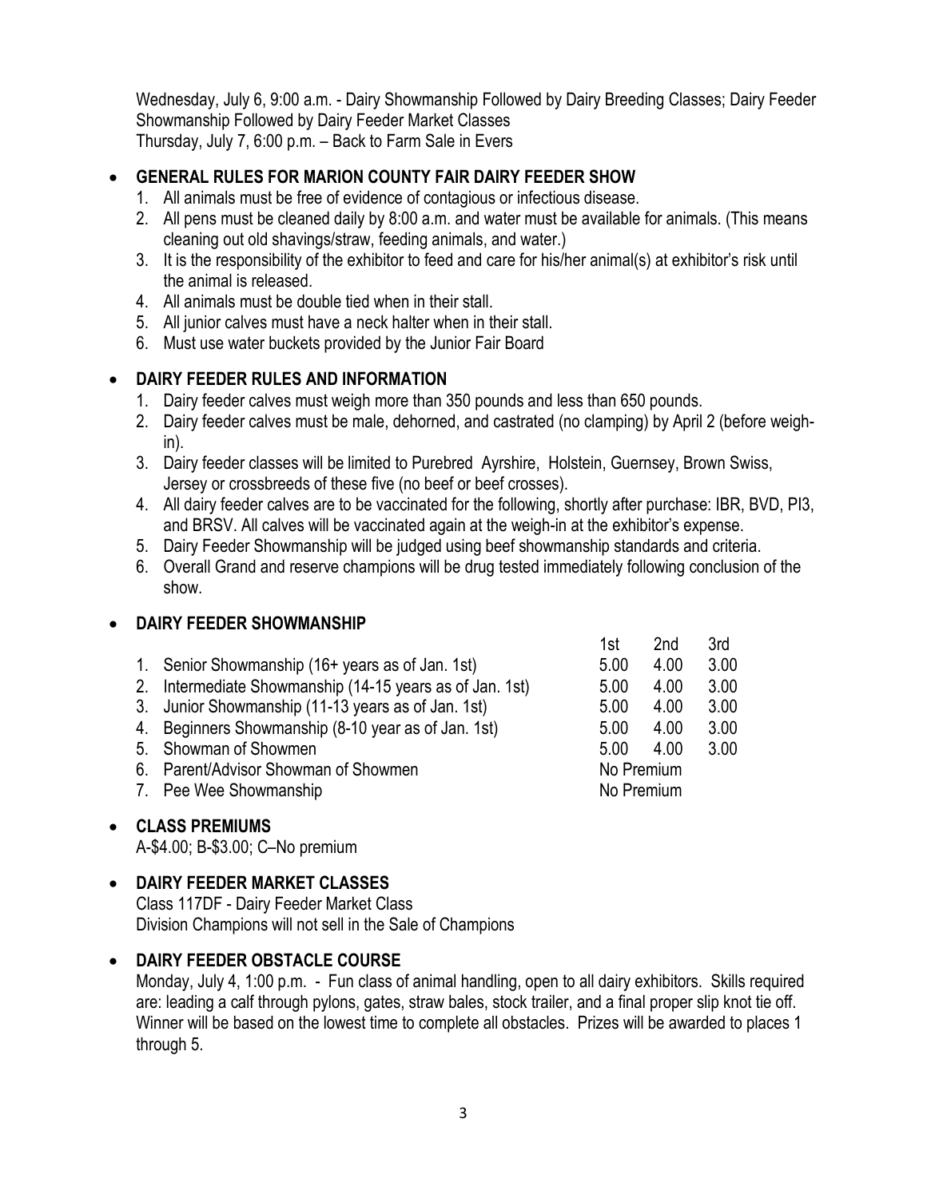Wednesday, July 6, 9:00 a.m. - Dairy Showmanship Followed by Dairy Breeding Classes; Dairy Feeder Showmanship Followed by Dairy Feeder Market Classes
Thursday, July 7, 6:00 p.m. – Back to Farm Sale in Evers

- **GENERAL RULES FOR MARION COUNTY FAIR DAIRY FEEDER SHOW**
  1. All animals must be free of evidence of contagious or infectious disease.
  2. All pens must be cleaned daily by 8:00 a.m. and water must be available for animals. (This means cleaning out old shavings/straw, feeding animals, and water.)
  3. It is the responsibility of the exhibitor to feed and care for his/her animal(s) at exhibitor's risk until the animal is released.
  4. All animals must be double tied when in their stall.
  5. All junior calves must have a neck halter when in their stall.
  6. Must use water buckets provided by the Junior Fair Board

- **DAIRY FEEDER RULES AND INFORMATION**
  1. Dairy feeder calves must weigh more than 350 pounds and less than 650 pounds.
  2. Dairy feeder calves must be male, dehorned, and castrated (no clamping) by April 2 (before weigh-in).
  3. Dairy feeder classes will be limited to Purebred Ayrshire, Holstein, Guernsey, Brown Swiss, Jersey or crossbreeds of these five (no beef or beef crosses).
  4. All dairy feeder calves are to be vaccinated for the following, shortly after purchase: IBR, BVD, PI3, and BRSV. All calves will be vaccinated again at the weigh-in at the exhibitor's expense.
  5. Dairy Feeder Showmanship will be judged using beef showmanship standards and criteria.
  6. Overall Grand and reserve champions will be drug tested immediately following conclusion of the show.

- **DAIRY FEEDER SHOWMANSHIP**

| | 1st | 2nd | 3rd |
|---|---|---|---|
| 1. Senior Showmanship (16+ years as of Jan. 1st) | 5.00 | 4.00 | 3.00 |
| 2. Intermediate Showmanship (14-15 years as of Jan. 1st) | 5.00 | 4.00 | 3.00 |
| 3. Junior Showmanship (11-13 years as of Jan. 1st) | 5.00 | 4.00 | 3.00 |
| 4. Beginners Showmanship (8-10 year as of Jan. 1st) | 5.00 | 4.00 | 3.00 |
| 5. Showman of Showmen | 5.00 | 4.00 | 3.00 |
| 6. Parent/Advisor Showman of Showmen | No Premium | | |
| 7. Pee Wee Showmanship | No Premium | | |

- **CLASS PREMIUMS**
  A-$4.00; B-$3.00; C–No premium

- **DAIRY FEEDER MARKET CLASSES**
  Class 117DF - Dairy Feeder Market Class
  Division Champions will not sell in the Sale of Champions

- **DAIRY FEEDER OBSTACLE COURSE**
  Monday, July 4, 1:00 p.m. - Fun class of animal handling, open to all dairy exhibitors. Skills required are: leading a calf through pylons, gates, straw bales, stock trailer, and a final proper slip knot tie off. Winner will be based on the lowest time to complete all obstacles. Prizes will be awarded to places 1 through 5.